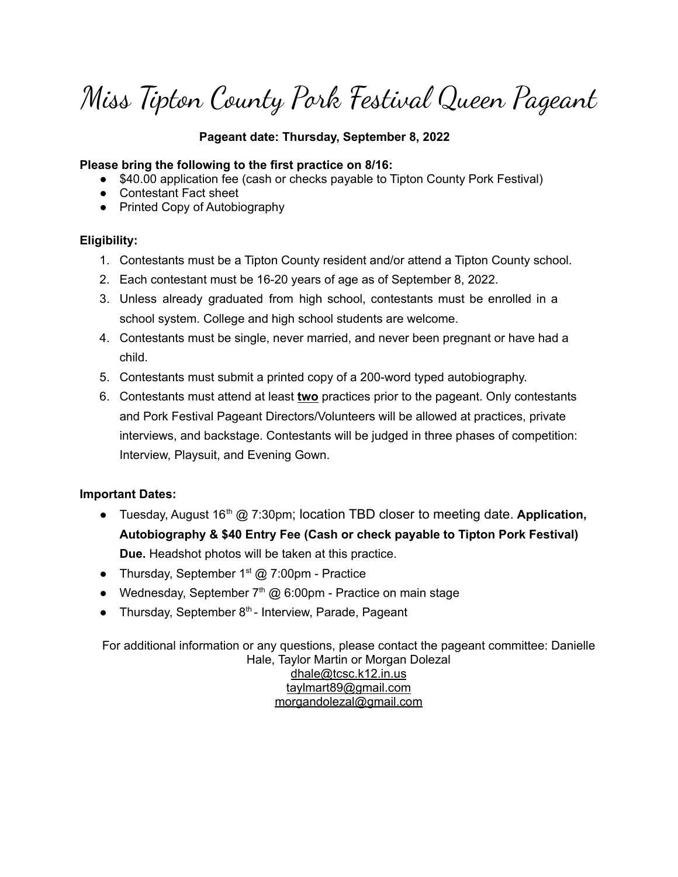# Miss Tipton County Pork Festival Queen Pageant

**Pageant date: Thursday, September 8, 2022**

**Please bring the following to the first practice on 8/16:**

- $40.00 application fee (cash or checks payable to Tipton County Pork Festival)
- Contestant Fact sheet
- Printed Copy of Autobiography

**Eligibility:**

1. Contestants must be a Tipton County resident and/or attend a Tipton County school.
2. Each contestant must be 16-20 years of age as of September 8, 2022.
3. Unless already graduated from high school, contestants must be enrolled in a school system. College and high school students are welcome.
4. Contestants must be single, never married, and never been pregnant or have had a child.
5. Contestants must submit a printed copy of a 200-word typed autobiography.
6. Contestants must attend at least **two** practices prior to the pageant. Only contestants and Pork Festival Pageant Directors/Volunteers will be allowed at practices, private interviews, and backstage. Contestants will be judged in three phases of competition: Interview, Playsuit, and Evening Gown.

**Important Dates:**

- Tuesday, August 16th @ 7:30pm; location TBD closer to meeting date. **Application, Autobiography & $40 Entry Fee (Cash or check payable to Tipton Pork Festival) Due.** Headshot photos will be taken at this practice.
- Thursday, September 1st @ 7:00pm - Practice
- Wednesday, September 7th @ 6:00pm - Practice on main stage
- Thursday, September 8th - Interview, Parade, Pageant

For additional information or any questions, please contact the pageant committee: Danielle Hale, Taylor Martin or Morgan Dolezal

dhale@tcsc.k12.in.us

taylmart89@gmail.com

morgandolezal@gmail.com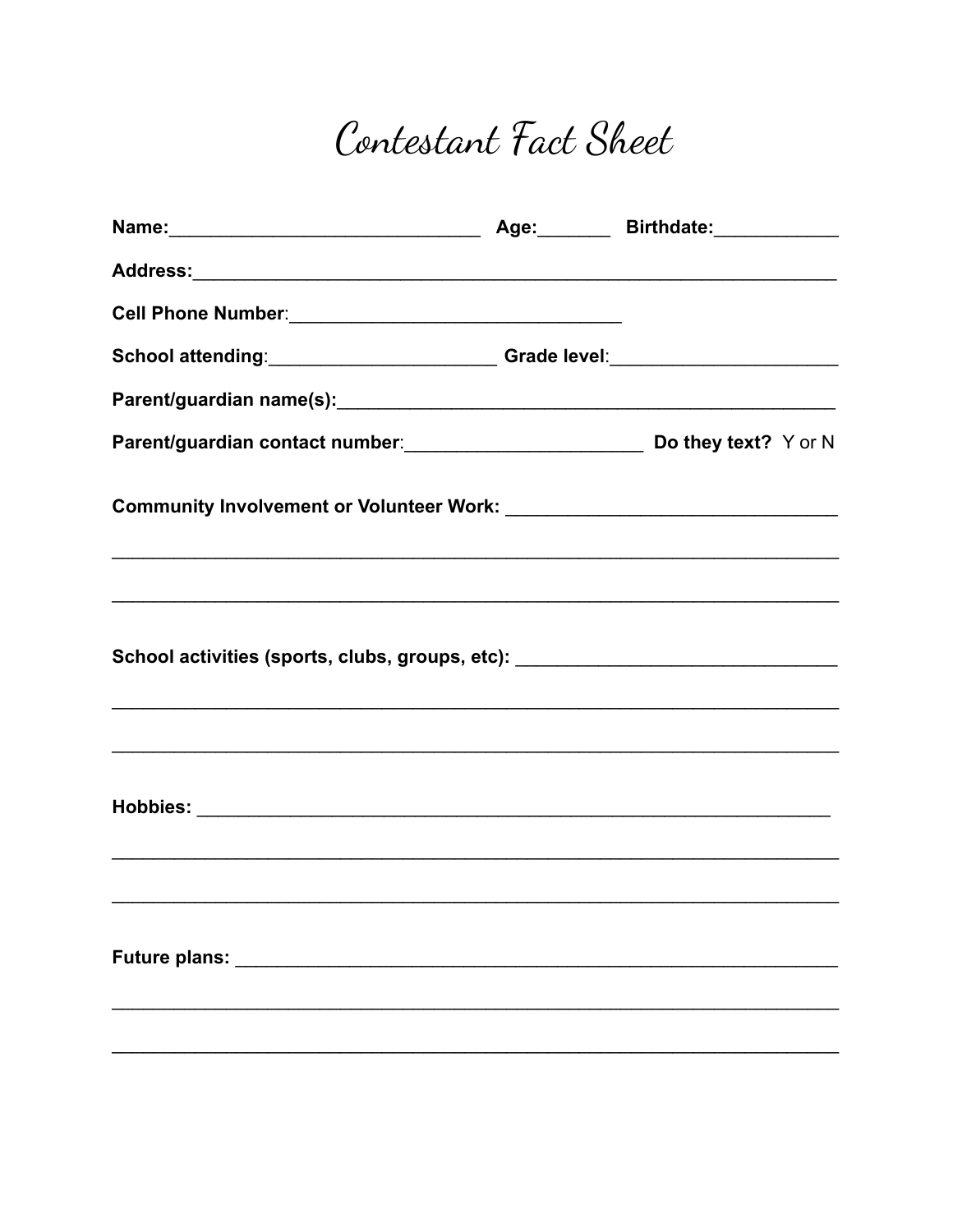# Contestant Fact Sheet

**Name:**______________________________ **Age:**_______ **Birthdate:**____________

**Address:**_______________________________________________________________

**Cell Phone Number**:________________________________

**School attending**:______________________ **Grade level**:______________________

**Parent/guardian name(s):**_________________________________________________

**Parent/guardian contact number**:_______________________ **Do they text?** Y or N

**Community Involvement or Volunteer Work:** _______________________________

_______________________________________________________________________

_______________________________________________________________________

**School activities (sports, clubs, groups, etc):** _______________________________

_______________________________________________________________________

_______________________________________________________________________

**Hobbies:** ______________________________________________________________

_______________________________________________________________________

_______________________________________________________________________

**Future plans:** ___________________________________________________________

_______________________________________________________________________

_______________________________________________________________________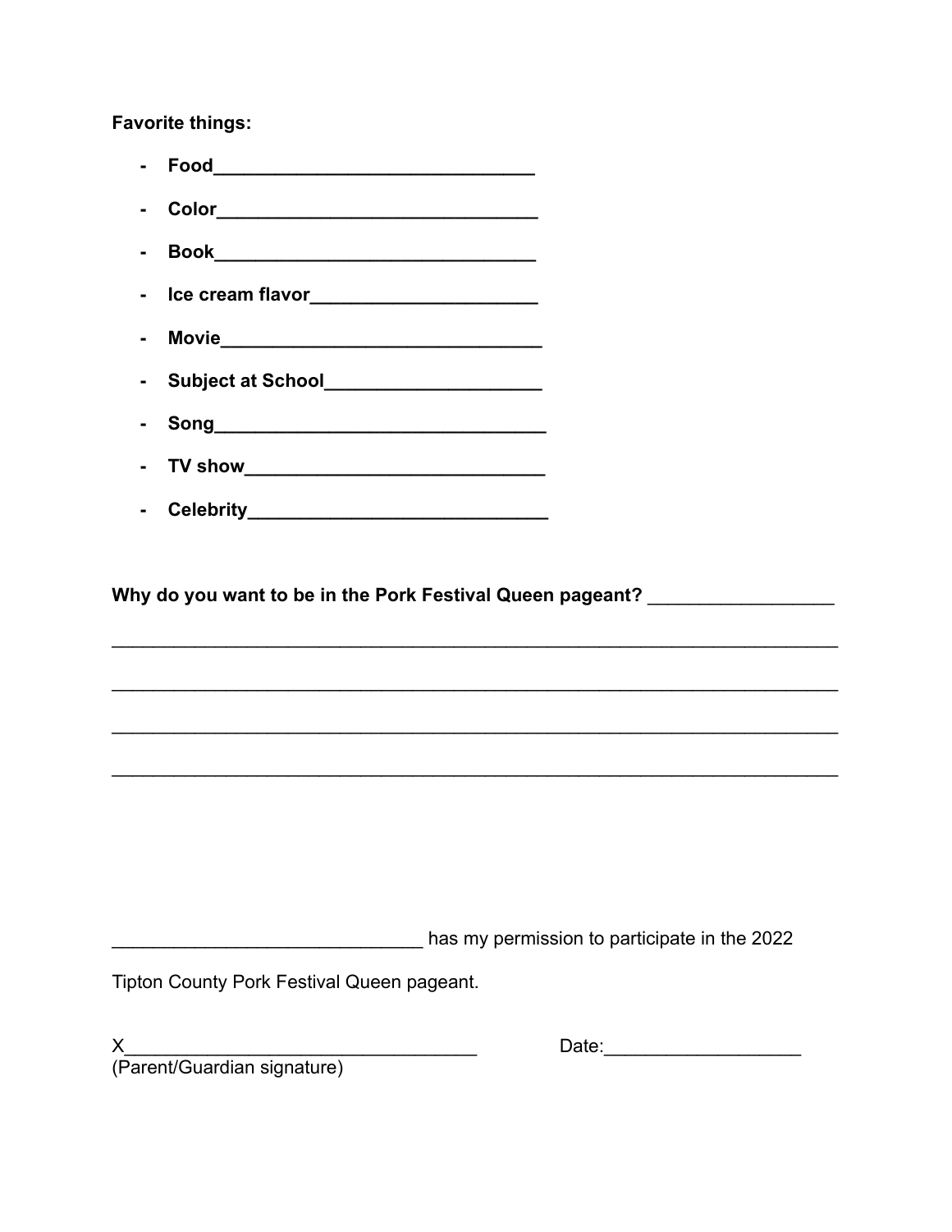**Favorite things:**

- **Food______________________________**
- **Color______________________________**
- **Book______________________________**
- **Ice cream flavor_____________________**
- **Movie______________________________**
- **Subject at School____________________**
- **Song_______________________________**
- **TV show_____________________________**
- **Celebrity____________________________**

**Why do you want to be in the Pork Festival Queen pageant?** _________________

_____________________________________________________________________

_____________________________________________________________________

_____________________________________________________________________

_____________________________________________________________________

_____________________________ has my permission to participate in the 2022 Tipton County Pork Festival Queen pageant.

X_________________________________ Date:__________________
(Parent/Guardian signature)